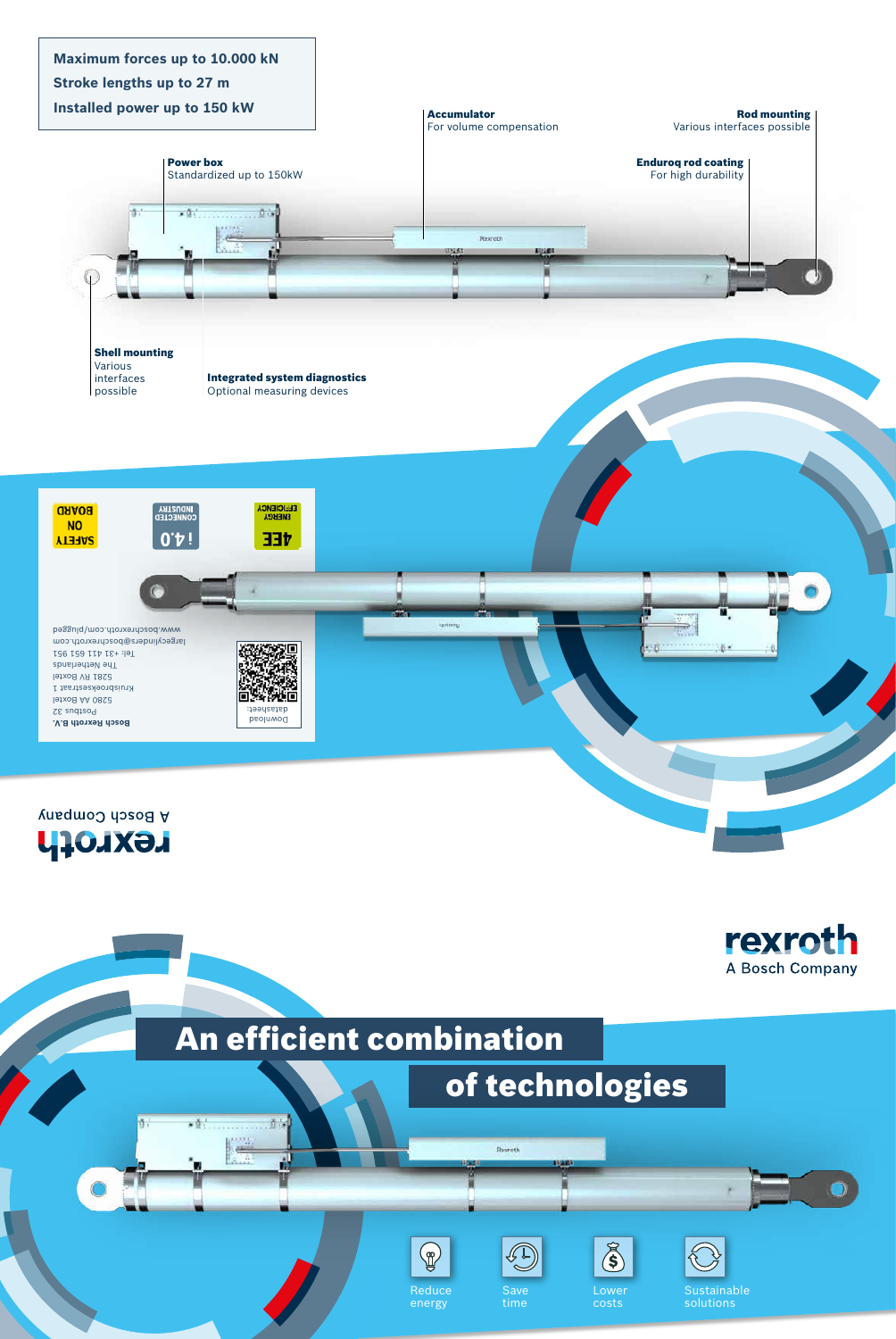**Maximum forces up to 10.000 kN**
**Stroke lengths up to 27 m**
**Installed power up to 150 kW**

**Power box**
Standardized up to 150kW

**Accumulator**
For volume compensation

**Rod mounting**
Various interfaces possible

**Enduroq rod coating**
For high durability

**Shell mounting**
Various interfaces possible

**Integrated system diagnostics**
Optional measuring devices

SAFETY ON BOARD

INDUSTRY CONNECTED
i4.0

ENERGY EFFICIENCY
4EE

**Bosch Rexroth B.V.**
Postbus 32
5280 AA Boxtel
Kruisbroeksestraat 1
5281 RV Boxtel
The Netherlands
Tel: +31 411 651 951
largecylinders@boschrexroth.com
www.boschrexroth.com/plugged

Download datasheet:

rexroth
A Bosch Company

rexroth
A Bosch Company

# An efficient combination of technologies

Reduce energy

Save time

Lower costs

Sustainable solutions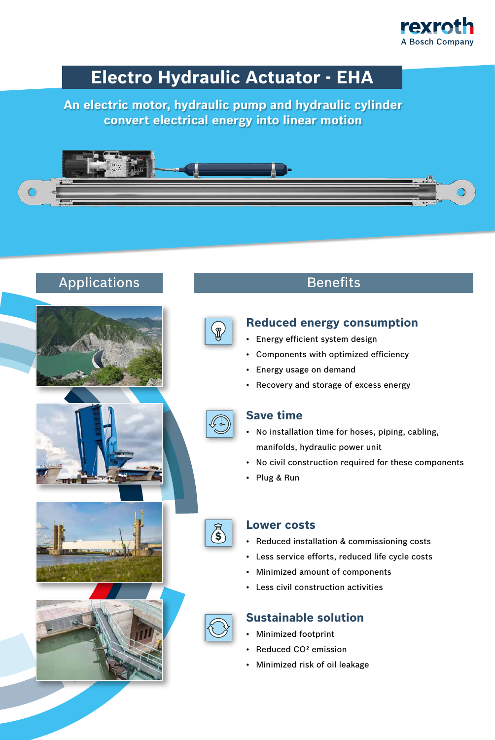rexroth
A Bosch Company

# Electro Hydraulic Actuator - EHA

An electric motor, hydraulic pump and hydraulic cylinder convert electrical energy into linear motion

## Applications

## Benefits

### Reduced energy consumption

- Energy efficient system design
- Components with optimized efficiency
- Energy usage on demand
- Recovery and storage of excess energy

### Save time

- No installation time for hoses, piping, cabling, manifolds, hydraulic power unit
- No civil construction required for these components
- Plug & Run

### Lower costs

- Reduced installation & commissioning costs
- Less service efforts, reduced life cycle costs
- Minimized amount of components
- Less civil construction activities

### Sustainable solution

- Minimized footprint
- Reduced $CO^2$ emission
- Minimized risk of oil leakage